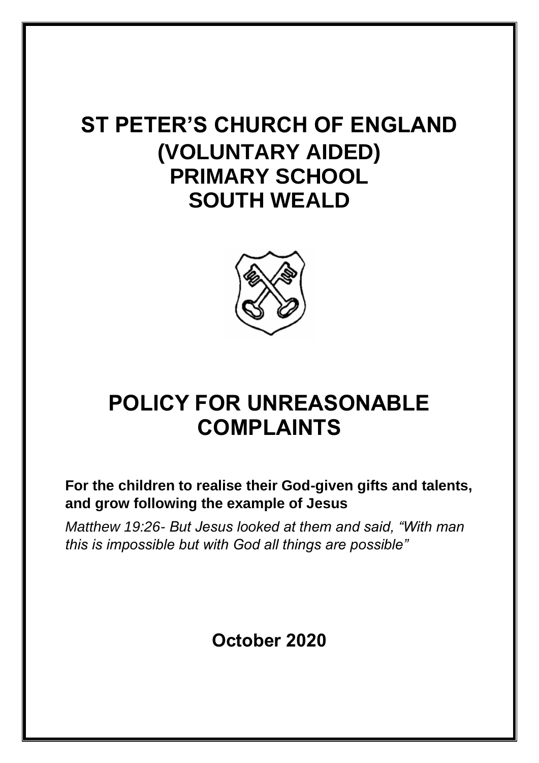# ST PETER'S CHURCH OF ENGLAND (VOLUNTARY AIDED) PRIMARY SCHOOL SOUTH WEALD

# POLICY FOR UNREASONABLE COMPLAINTS

**For the children to realise their God-given gifts and talents, and grow following the example of Jesus**

*Matthew 19:26- But Jesus looked at them and said, "With man this is impossible but with God all things are possible"*

**October 2020**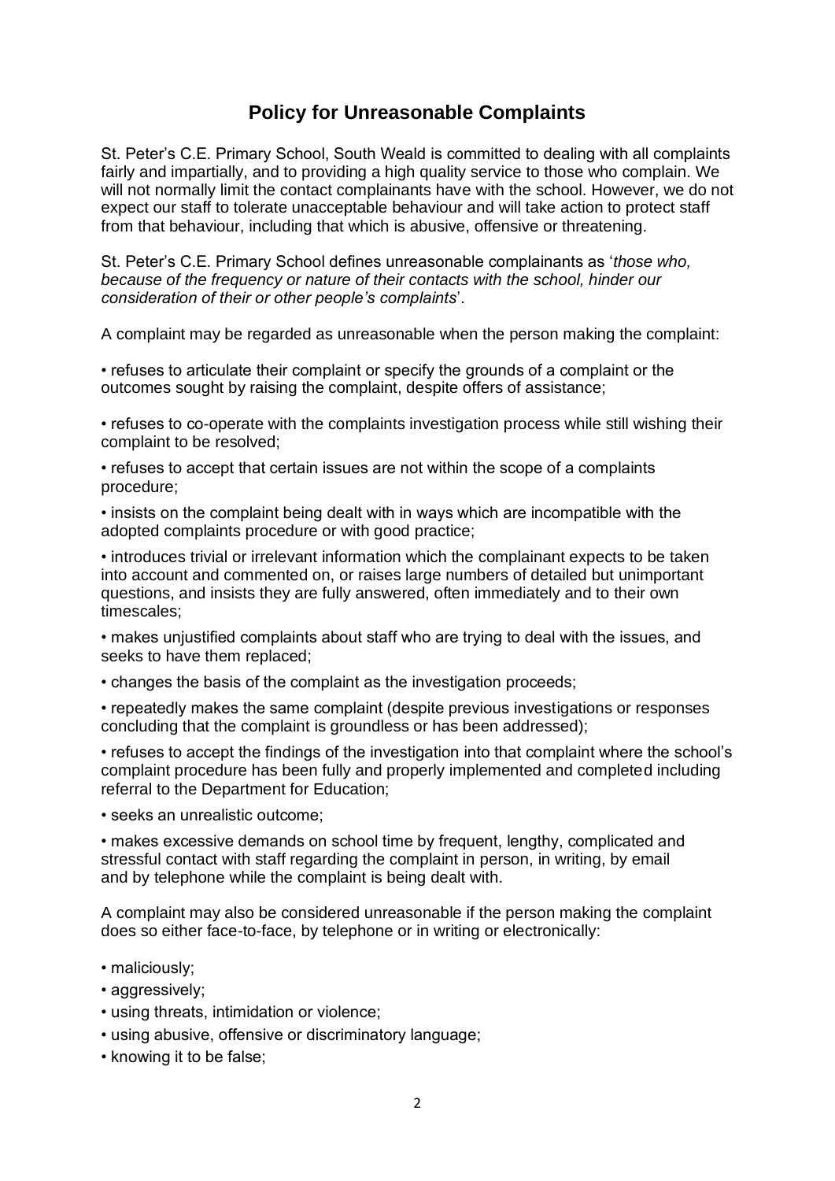## Policy for Unreasonable Complaints

St. Peter's C.E. Primary School, South Weald is committed to dealing with all complaints fairly and impartially, and to providing a high quality service to those who complain. We will not normally limit the contact complainants have with the school. However, we do not expect our staff to tolerate unacceptable behaviour and will take action to protect staff from that behaviour, including that which is abusive, offensive or threatening.

St. Peter's C.E. Primary School defines unreasonable complainants as '*those who, because of the frequency or nature of their contacts with the school, hinder our consideration of their or other people's complaints*'.

A complaint may be regarded as unreasonable when the person making the complaint:

- refuses to articulate their complaint or specify the grounds of a complaint or the outcomes sought by raising the complaint, despite offers of assistance;
- refuses to co-operate with the complaints investigation process while still wishing their complaint to be resolved;
- refuses to accept that certain issues are not within the scope of a complaints procedure;
- insists on the complaint being dealt with in ways which are incompatible with the adopted complaints procedure or with good practice;
- introduces trivial or irrelevant information which the complainant expects to be taken into account and commented on, or raises large numbers of detailed but unimportant questions, and insists they are fully answered, often immediately and to their own timescales;
- makes unjustified complaints about staff who are trying to deal with the issues, and seeks to have them replaced;
- changes the basis of the complaint as the investigation proceeds;
- repeatedly makes the same complaint (despite previous investigations or responses concluding that the complaint is groundless or has been addressed);
- refuses to accept the findings of the investigation into that complaint where the school's complaint procedure has been fully and properly implemented and completed including referral to the Department for Education;
- seeks an unrealistic outcome;
- makes excessive demands on school time by frequent, lengthy, complicated and stressful contact with staff regarding the complaint in person, in writing, by email and by telephone while the complaint is being dealt with.

A complaint may also be considered unreasonable if the person making the complaint does so either face-to-face, by telephone or in writing or electronically:

- maliciously;
- aggressively;
- using threats, intimidation or violence;
- using abusive, offensive or discriminatory language;
- knowing it to be false;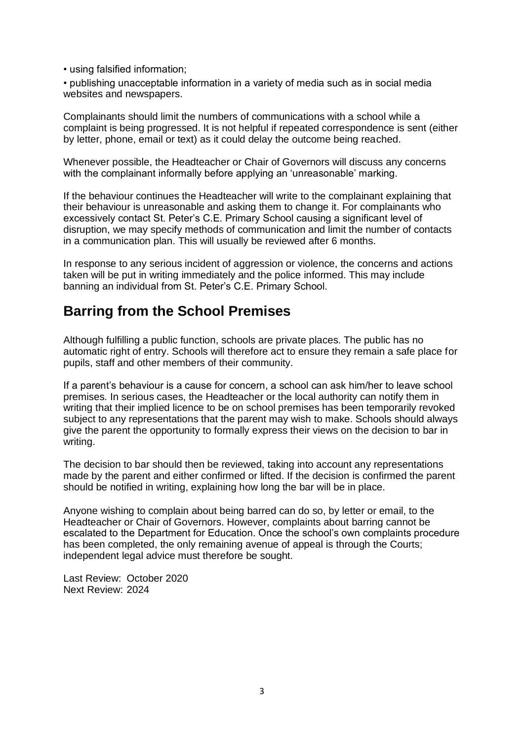- using falsified information;
- publishing unacceptable information in a variety of media such as in social media websites and newspapers.

Complainants should limit the numbers of communications with a school while a complaint is being progressed. It is not helpful if repeated correspondence is sent (either by letter, phone, email or text) as it could delay the outcome being reached.

Whenever possible, the Headteacher or Chair of Governors will discuss any concerns with the complainant informally before applying an 'unreasonable' marking.

If the behaviour continues the Headteacher will write to the complainant explaining that their behaviour is unreasonable and asking them to change it. For complainants who excessively contact St. Peter's C.E. Primary School causing a significant level of disruption, we may specify methods of communication and limit the number of contacts in a communication plan. This will usually be reviewed after 6 months.

In response to any serious incident of aggression or violence, the concerns and actions taken will be put in writing immediately and the police informed. This may include banning an individual from St. Peter's C.E. Primary School.

## Barring from the School Premises

Although fulfilling a public function, schools are private places. The public has no automatic right of entry. Schools will therefore act to ensure they remain a safe place for pupils, staff and other members of their community.

If a parent's behaviour is a cause for concern, a school can ask him/her to leave school premises. In serious cases, the Headteacher or the local authority can notify them in writing that their implied licence to be on school premises has been temporarily revoked subject to any representations that the parent may wish to make. Schools should always give the parent the opportunity to formally express their views on the decision to bar in writing.

The decision to bar should then be reviewed, taking into account any representations made by the parent and either confirmed or lifted. If the decision is confirmed the parent should be notified in writing, explaining how long the bar will be in place.

Anyone wishing to complain about being barred can do so, by letter or email, to the Headteacher or Chair of Governors. However, complaints about barring cannot be escalated to the Department for Education. Once the school's own complaints procedure has been completed, the only remaining avenue of appeal is through the Courts; independent legal advice must therefore be sought.

Last Review: October 2020
Next Review: 2024